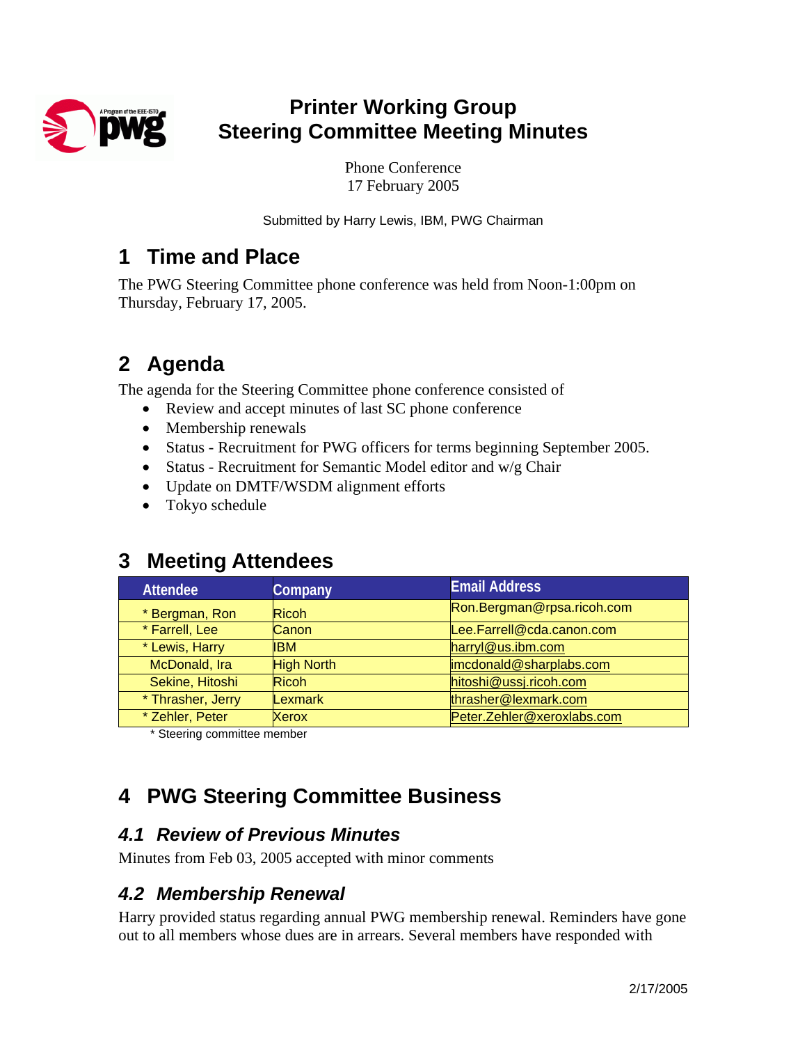# Printer Working Group
# Steering Committee Meeting Minutes

Phone Conference
17 February 2005

Submitted by Harry Lewis, IBM, PWG Chairman

## 1 Time and Place

The PWG Steering Committee phone conference was held from Noon-1:00pm on Thursday, February 17, 2005.

## 2 Agenda

The agenda for the Steering Committee phone conference consisted of

- Review and accept minutes of last SC phone conference
- Membership renewals
- Status - Recruitment for PWG officers for terms beginning September 2005.
- Status - Recruitment for Semantic Model editor and w/g Chair
- Update on DMTF/WSDM alignment efforts
- Tokyo schedule

## 3 Meeting Attendees

| Attendee | Company | Email Address |
|---|---|---|
| * Bergman, Ron | Ricoh | Ron.Bergman@rpsa.ricoh.com |
| * Farrell, Lee | Canon | Lee.Farrell@cda.canon.com |
| * Lewis, Harry | IBM | harryl@us.ibm.com |
| McDonald, Ira | High North | imcdonald@sharplabs.com |
| Sekine, Hitoshi | Ricoh | hitoshi@ussj.ricoh.com |
| * Thrasher, Jerry | Lexmark | thrasher@lexmark.com |
| * Zehler, Peter | Xerox | Peter.Zehler@xeroxlabs.com |

* Steering committee member

## 4 PWG Steering Committee Business

### *4.1 Review of Previous Minutes*

Minutes from Feb 03, 2005 accepted with minor comments

### *4.2 Membership Renewal*

Harry provided status regarding annual PWG membership renewal. Reminders have gone out to all members whose dues are in arrears. Several members have responded with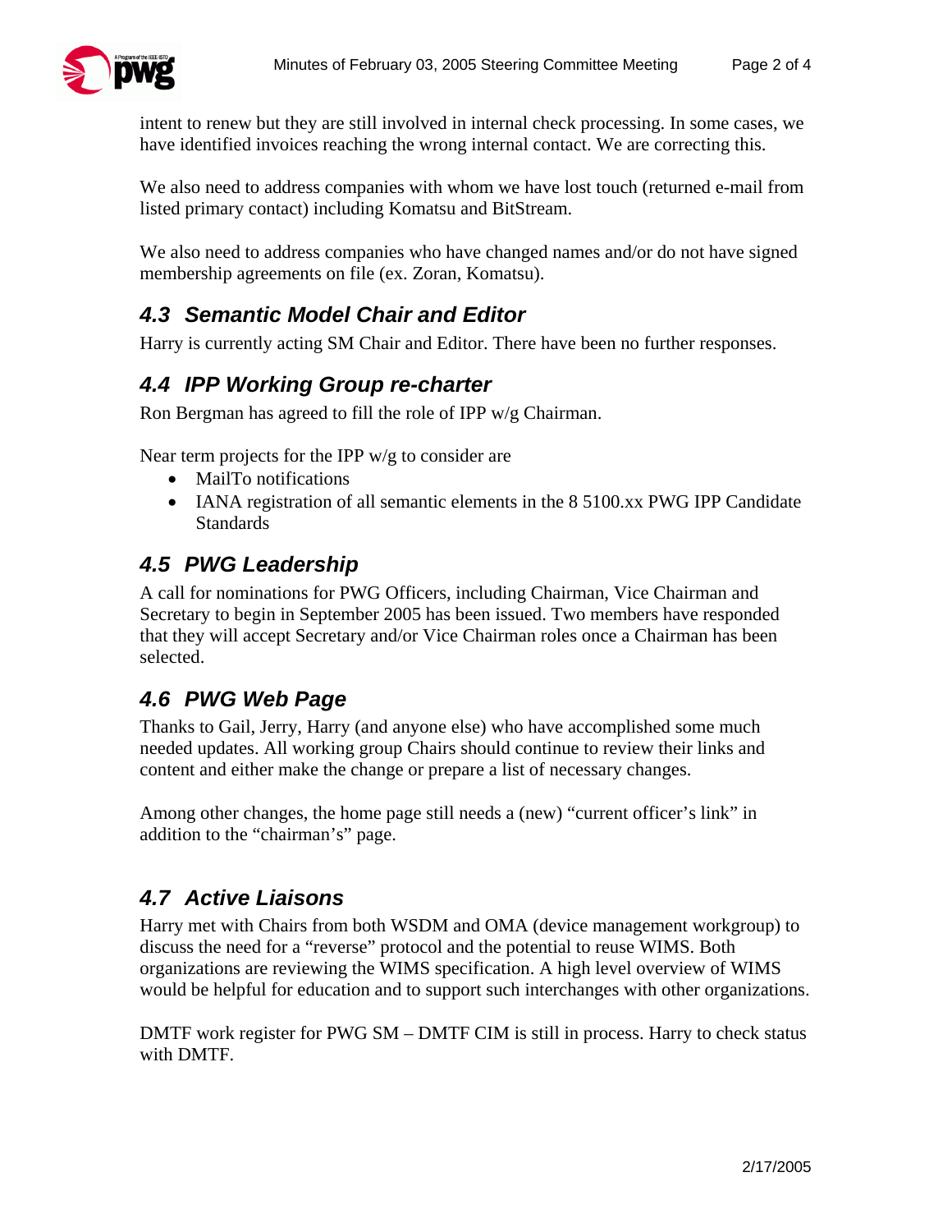intent to renew but they are still involved in internal check processing. In some cases, we have identified invoices reaching the wrong internal contact. We are correcting this.

We also need to address companies with whom we have lost touch (returned e-mail from listed primary contact) including Komatsu and BitStream.

We also need to address companies who have changed names and/or do not have signed membership agreements on file (ex. Zoran, Komatsu).

## 4.3 Semantic Model Chair and Editor

Harry is currently acting SM Chair and Editor. There have been no further responses.

## 4.4 IPP Working Group re-charter

Ron Bergman has agreed to fill the role of IPP w/g Chairman.

Near term projects for the IPP w/g to consider are

- MailTo notifications
- IANA registration of all semantic elements in the 8 5100.xx PWG IPP Candidate Standards

## 4.5 PWG Leadership

A call for nominations for PWG Officers, including Chairman, Vice Chairman and Secretary to begin in September 2005 has been issued. Two members have responded that they will accept Secretary and/or Vice Chairman roles once a Chairman has been selected.

## 4.6 PWG Web Page

Thanks to Gail, Jerry, Harry (and anyone else) who have accomplished some much needed updates. All working group Chairs should continue to review their links and content and either make the change or prepare a list of necessary changes.

Among other changes, the home page still needs a (new) "current officer's link" in addition to the "chairman's" page.

## 4.7 Active Liaisons

Harry met with Chairs from both WSDM and OMA (device management workgroup) to discuss the need for a "reverse" protocol and the potential to reuse WIMS. Both organizations are reviewing the WIMS specification. A high level overview of WIMS would be helpful for education and to support such interchanges with other organizations.

DMTF work register for PWG SM – DMTF CIM is still in process. Harry to check status with DMTF.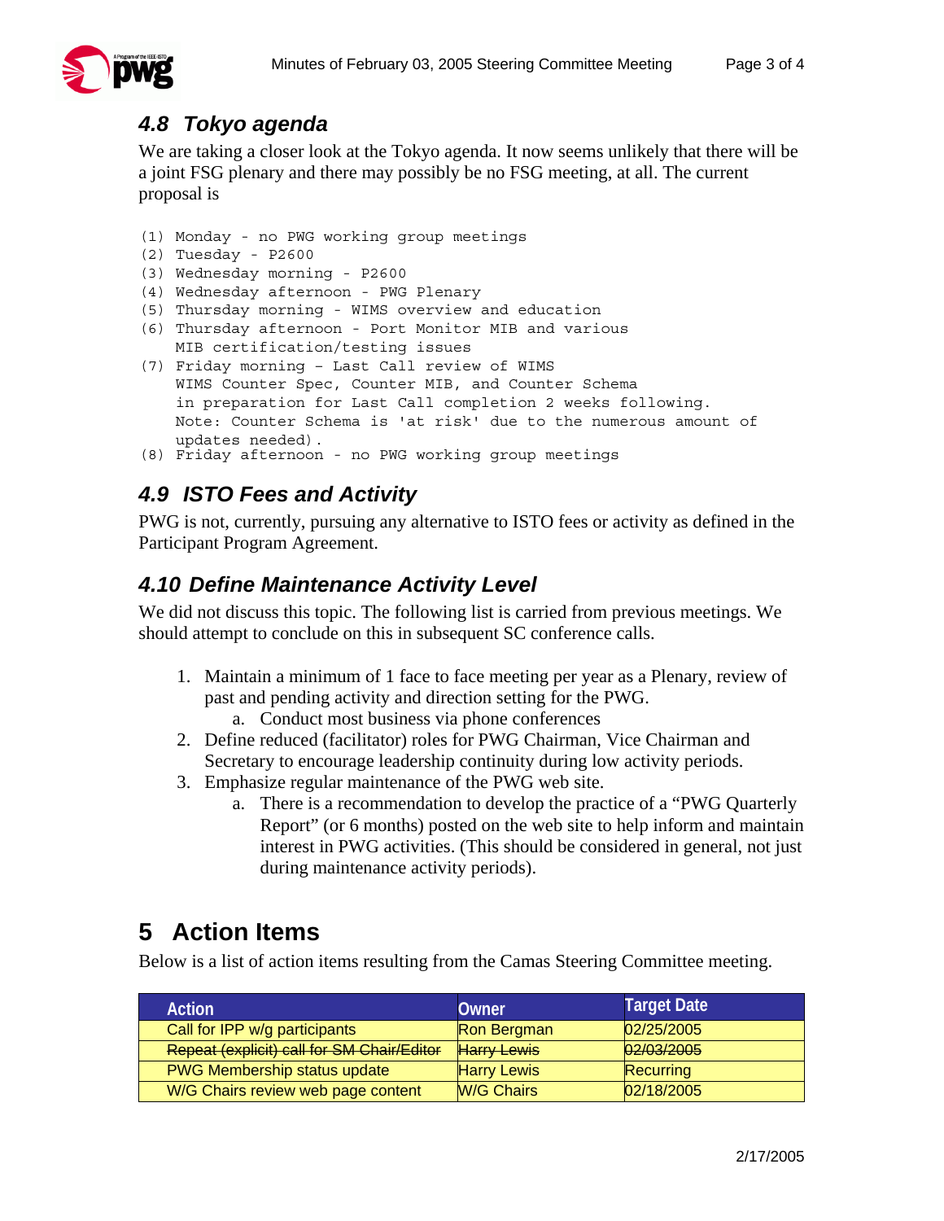### 4.8 Tokyo agenda

We are taking a closer look at the Tokyo agenda. It now seems unlikely that there will be a joint FSG plenary and there may possibly be no FSG meeting, at all. The current proposal is

```
(1) Monday - no PWG working group meetings
(2) Tuesday - P2600
(3) Wednesday morning - P2600
(4) Wednesday afternoon - PWG Plenary
(5) Thursday morning - WIMS overview and education
(6) Thursday afternoon - Port Monitor MIB and various
    MIB certification/testing issues
(7) Friday morning – Last Call review of WIMS
    WIMS Counter Spec, Counter MIB, and Counter Schema
    in preparation for Last Call completion 2 weeks following.
    Note: Counter Schema is 'at risk' due to the numerous amount of
    updates needed).
(8) Friday afternoon - no PWG working group meetings
```

### 4.9 ISTO Fees and Activity

PWG is not, currently, pursuing any alternative to ISTO fees or activity as defined in the Participant Program Agreement.

### 4.10 Define Maintenance Activity Level

We did not discuss this topic. The following list is carried from previous meetings. We should attempt to conclude on this in subsequent SC conference calls.

1. Maintain a minimum of 1 face to face meeting per year as a Plenary, review of past and pending activity and direction setting for the PWG.
   a. Conduct most business via phone conferences
2. Define reduced (facilitator) roles for PWG Chairman, Vice Chairman and Secretary to encourage leadership continuity during low activity periods.
3. Emphasize regular maintenance of the PWG web site.
   a. There is a recommendation to develop the practice of a “PWG Quarterly Report” (or 6 months) posted on the web site to help inform and maintain interest in PWG activities. (This should be considered in general, not just during maintenance activity periods).

# 5 Action Items

Below is a list of action items resulting from the Camas Steering Committee meeting.

| Action | Owner | Target Date |
|---|---|---|
| Call for IPP w/g participants | Ron Bergman | 02/25/2005 |
| ~~Repeat (explicit) call for SM Chair/Editor~~ | ~~Harry Lewis~~ | ~~02/03/2005~~ |
| PWG Membership status update | Harry Lewis | Recurring |
| W/G Chairs review web page content | W/G Chairs | 02/18/2005 |

2/17/2005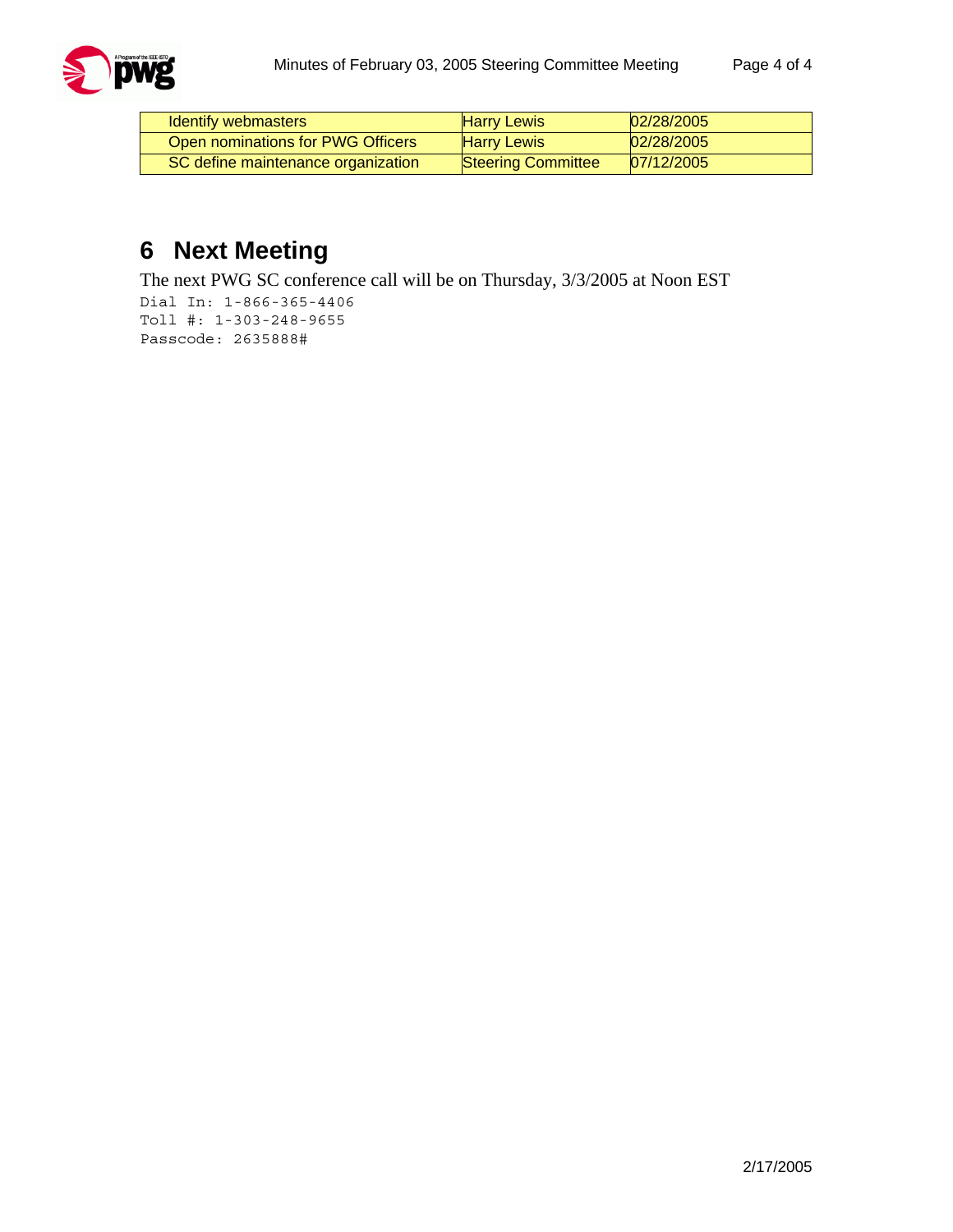| | | |
|---|---|---|
| Identify webmasters | Harry Lewis | 02/28/2005 |
| Open nominations for PWG Officers | Harry Lewis | 02/28/2005 |
| SC define maintenance organization | Steering Committee | 07/12/2005 |

# 6 Next Meeting

The next PWG SC conference call will be on Thursday, 3/3/2005 at Noon EST

```
Dial In: 1-866-365-4406
Toll #: 1-303-248-9655
Passcode: 2635888#
```